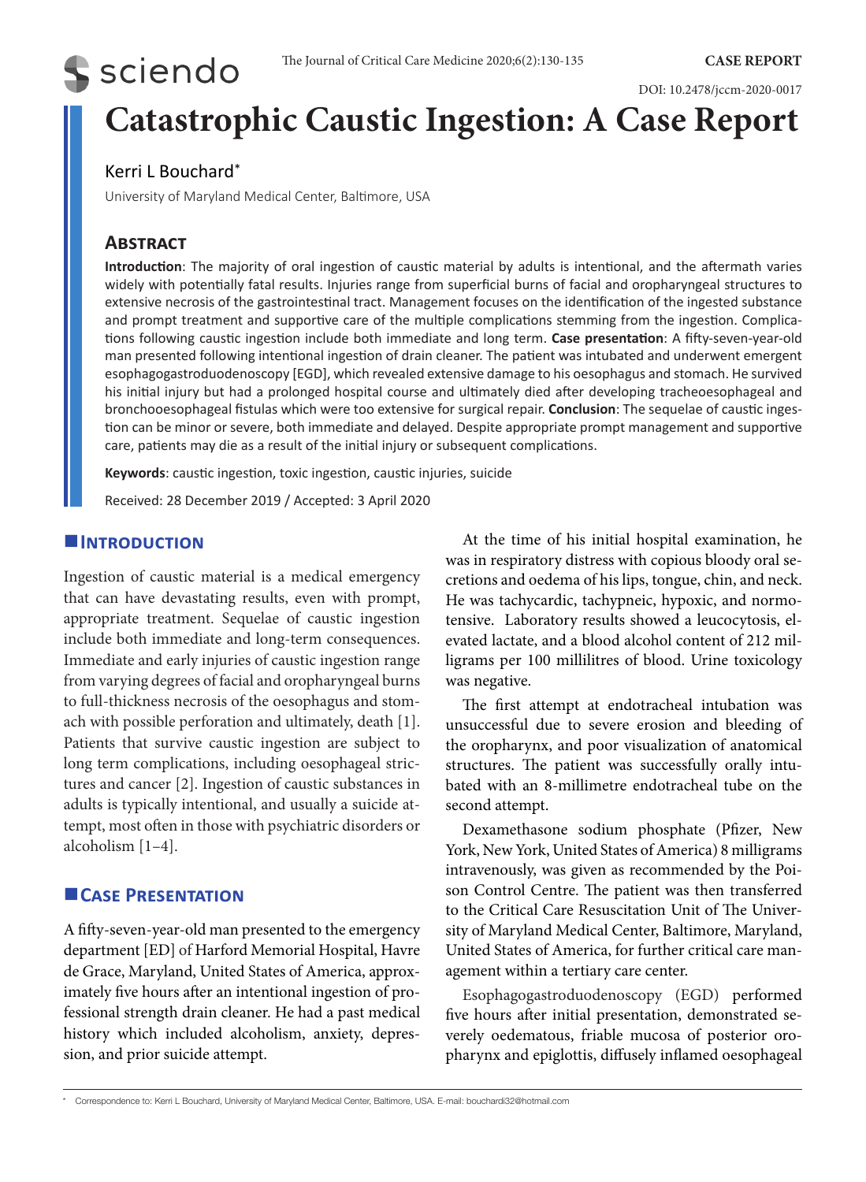# Catastrophic Caustic Ingestion: A Case Report

Kerri L Bouchard*

University of Maryland Medical Center, Baltimore, USA

## Abstract

**Introduction**: The majority of oral ingestion of caustic material by adults is intentional, and the aftermath varies widely with potentially fatal results. Injuries range from superficial burns of facial and oropharyngeal structures to extensive necrosis of the gastrointestinal tract. Management focuses on the identification of the ingested substance and prompt treatment and supportive care of the multiple complications stemming from the ingestion. Complications following caustic ingestion include both immediate and long term. **Case presentation**: A fifty-seven-year-old man presented following intentional ingestion of drain cleaner. The patient was intubated and underwent emergent esophagogastroduodenoscopy [EGD], which revealed extensive damage to his oesophagus and stomach. He survived his initial injury but had a prolonged hospital course and ultimately died after developing tracheoesophageal and bronchooesophageal fistulas which were too extensive for surgical repair. **Conclusion**: The sequelae of caustic ingestion can be minor or severe, both immediate and delayed. Despite appropriate prompt management and supportive care, patients may die as a result of the initial injury or subsequent complications.

**Keywords**: caustic ingestion, toxic ingestion, caustic injuries, suicide

Received: 28 December 2019 / Accepted: 3 April 2020

## Introduction

Ingestion of caustic material is a medical emergency that can have devastating results, even with prompt, appropriate treatment. Sequelae of caustic ingestion include both immediate and long-term consequences. Immediate and early injuries of caustic ingestion range from varying degrees of facial and oropharyngeal burns to full-thickness necrosis of the oesophagus and stomach with possible perforation and ultimately, death [1]. Patients that survive caustic ingestion are subject to long term complications, including oesophageal strictures and cancer [2]. Ingestion of caustic substances in adults is typically intentional, and usually a suicide attempt, most often in those with psychiatric disorders or alcoholism [1–4].

## Case Presentation

A fifty-seven-year-old man presented to the emergency department [ED] of Harford Memorial Hospital, Havre de Grace, Maryland, United States of America, approximately five hours after an intentional ingestion of professional strength drain cleaner. He had a past medical history which included alcoholism, anxiety, depression, and prior suicide attempt.

At the time of his initial hospital examination, he was in respiratory distress with copious bloody oral secretions and oedema of his lips, tongue, chin, and neck. He was tachycardic, tachypneic, hypoxic, and normotensive. Laboratory results showed a leucocytosis, elevated lactate, and a blood alcohol content of 212 milligrams per 100 millilitres of blood. Urine toxicology was negative.

The first attempt at endotracheal intubation was unsuccessful due to severe erosion and bleeding of the oropharynx, and poor visualization of anatomical structures. The patient was successfully orally intubated with an 8-millimetre endotracheal tube on the second attempt.

Dexamethasone sodium phosphate (Pfizer, New York, New York, United States of America) 8 milligrams intravenously, was given as recommended by the Poison Control Centre. The patient was then transferred to the Critical Care Resuscitation Unit of The University of Maryland Medical Center, Baltimore, Maryland, United States of America, for further critical care management within a tertiary care center.

Esophagogastroduodenoscopy (EGD) performed five hours after initial presentation, demonstrated severely oedematous, friable mucosa of posterior oropharynx and epiglottis, diffusely inflamed oesophageal

* Correspondence to: Kerri L Bouchard, University of Maryland Medical Center, Baltimore, USA. E-mail: bouchardi32@hotmail.com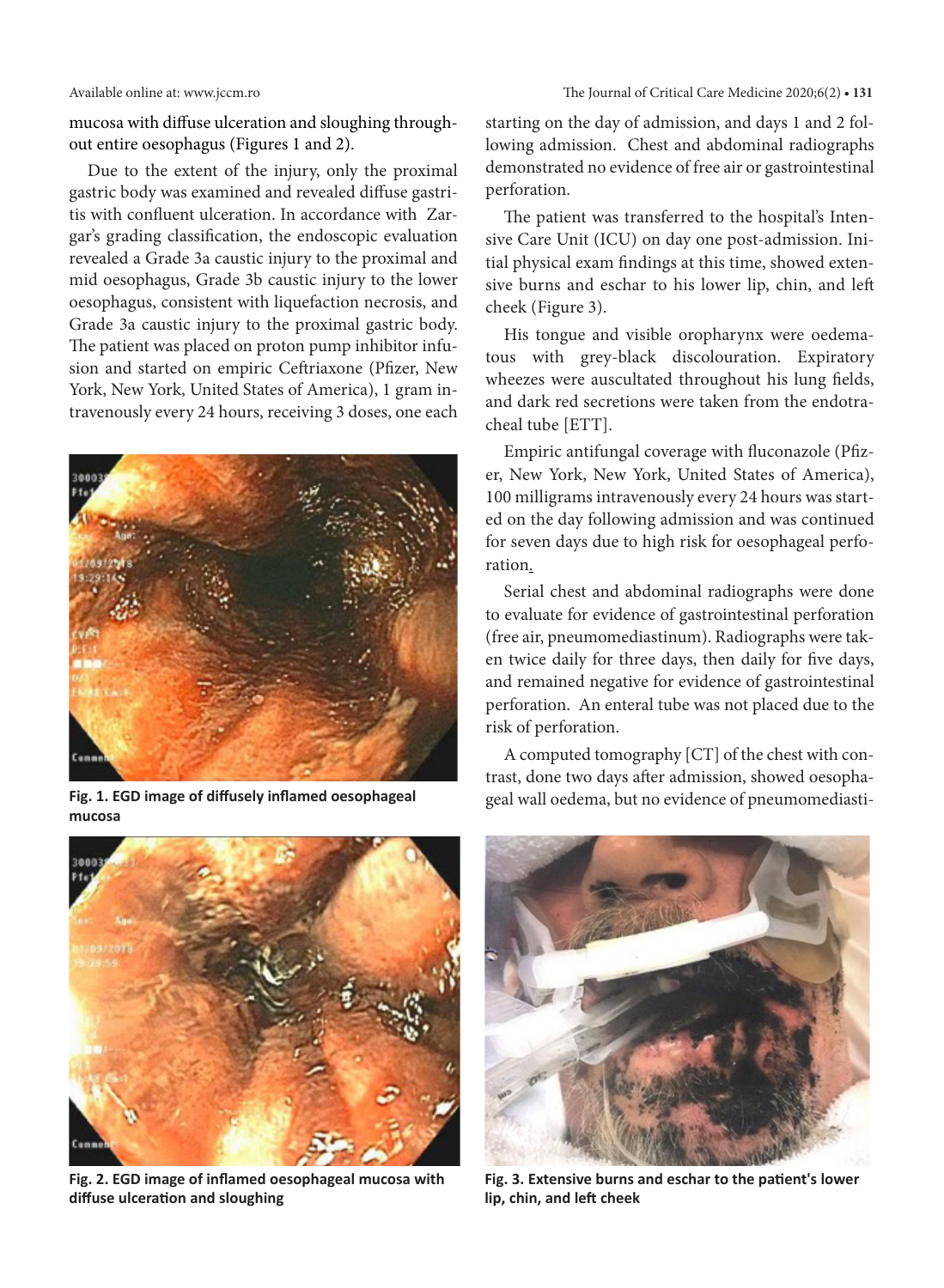mucosa with diffuse ulceration and sloughing throughout entire oesophagus (Figures 1 and 2).

Due to the extent of the injury, only the proximal gastric body was examined and revealed diffuse gastritis with confluent ulceration. In accordance with Zargar's grading classification, the endoscopic evaluation revealed a Grade 3a caustic injury to the proximal and mid oesophagus, Grade 3b caustic injury to the lower oesophagus, consistent with liquefaction necrosis, and Grade 3a caustic injury to the proximal gastric body. The patient was placed on proton pump inhibitor infusion and started on empiric Ceftriaxone (Pfizer, New York, New York, United States of America), 1 gram intravenously every 24 hours, receiving 3 doses, one each starting on the day of admission, and days 1 and 2 following admission. Chest and abdominal radiographs demonstrated no evidence of free air or gastrointestinal perforation.

**Fig. 1. EGD image of diffusely inflamed oesophageal mucosa**

**Fig. 2. EGD image of inflamed oesophageal mucosa with diffuse ulceration and sloughing**

The patient was transferred to the hospital's Intensive Care Unit (ICU) on day one post-admission. Initial physical exam findings at this time, showed extensive burns and eschar to his lower lip, chin, and left cheek (Figure 3).

His tongue and visible oropharynx were oedematous with grey-black discolouration. Expiratory wheezes were auscultated throughout his lung fields, and dark red secretions were taken from the endotracheal tube [ETT].

Empiric antifungal coverage with fluconazole (Pfizer, New York, New York, United States of America), 100 milligrams intravenously every 24 hours was started on the day following admission and was continued for seven days due to high risk for oesophageal perforation.

Serial chest and abdominal radiographs were done to evaluate for evidence of gastrointestinal perforation (free air, pneumomediastinum). Radiographs were taken twice daily for three days, then daily for five days, and remained negative for evidence of gastrointestinal perforation. An enteral tube was not placed due to the risk of perforation.

A computed tomography [CT] of the chest with contrast, done two days after admission, showed oesophageal wall oedema, but no evidence of pneumomediasti-

**Fig. 3. Extensive burns and eschar to the patient's lower lip, chin, and left cheek**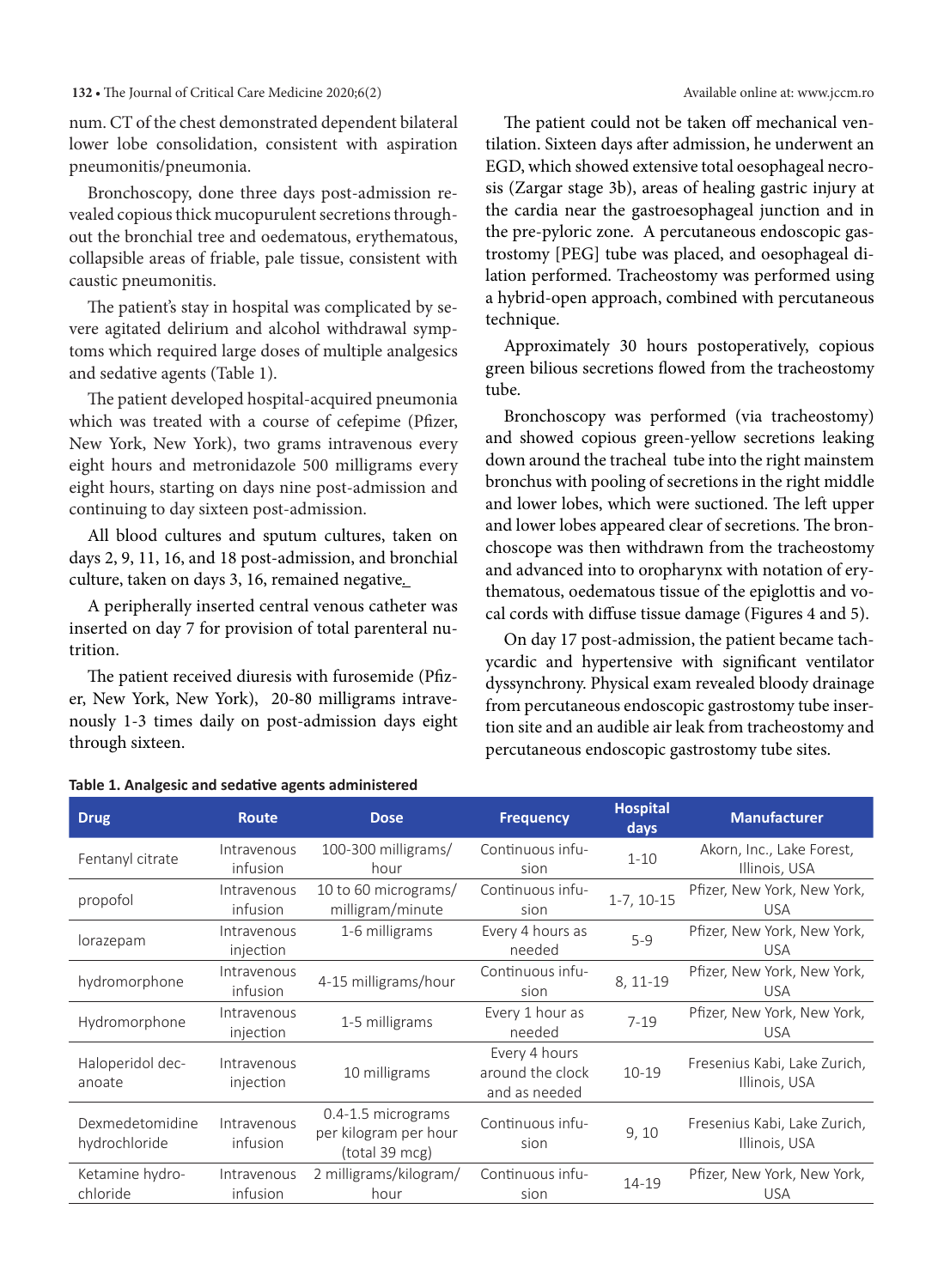num. CT of the chest demonstrated dependent bilateral lower lobe consolidation, consistent with aspiration pneumonitis/pneumonia.

Bronchoscopy, done three days post-admission revealed copious thick mucopurulent secretions throughout the bronchial tree and oedematous, erythematous, collapsible areas of friable, pale tissue, consistent with caustic pneumonitis.

The patient's stay in hospital was complicated by severe agitated delirium and alcohol withdrawal symptoms which required large doses of multiple analgesics and sedative agents (Table 1).

The patient developed hospital-acquired pneumonia which was treated with a course of cefepime (Pfizer, New York, New York), two grams intravenous every eight hours and metronidazole 500 milligrams every eight hours, starting on days nine post-admission and continuing to day sixteen post-admission.

All blood cultures and sputum cultures, taken on days 2, 9, 11, 16, and 18 post-admission, and bronchial culture, taken on days 3, 16, remained negative.

A peripherally inserted central venous catheter was inserted on day 7 for provision of total parenteral nutrition.

The patient received diuresis with furosemide (Pfizer, New York, New York), 20-80 milligrams intravenously 1-3 times daily on post-admission days eight through sixteen.

The patient could not be taken off mechanical ventilation. Sixteen days after admission, he underwent an EGD, which showed extensive total oesophageal necrosis (Zargar stage 3b), areas of healing gastric injury at the cardia near the gastroesophageal junction and in the pre-pyloric zone. A percutaneous endoscopic gastrostomy [PEG] tube was placed, and oesophageal dilation performed. Tracheostomy was performed using a hybrid-open approach, combined with percutaneous technique.

Approximately 30 hours postoperatively, copious green bilious secretions flowed from the tracheostomy tube.

Bronchoscopy was performed (via tracheostomy) and showed copious green-yellow secretions leaking down around the tracheal tube into the right mainstem bronchus with pooling of secretions in the right middle and lower lobes, which were suctioned. The left upper and lower lobes appeared clear of secretions. The bronchoscope was then withdrawn from the tracheostomy and advanced into to oropharynx with notation of erythematous, oedematous tissue of the epiglottis and vocal cords with diffuse tissue damage (Figures 4 and 5).

On day 17 post-admission, the patient became tachycardic and hypertensive with significant ventilator dyssynchrony. Physical exam revealed bloody drainage from percutaneous endoscopic gastrostomy tube insertion site and an audible air leak from tracheostomy and percutaneous endoscopic gastrostomy tube sites.

**Table 1. Analgesic and sedative agents administered**

| Drug | Route | Dose | Frequency | Hospital days | Manufacturer |
|---|---|---|---|---|---|
| Fentanyl citrate | Intravenous infusion | 100-300 milligrams/hour | Continuous infusion | 1-10 | Akorn, Inc., Lake Forest, Illinois, USA |
| propofol | Intravenous infusion | 10 to 60 micrograms/milligram/minute | Continuous infusion | 1-7, 10-15 | Pfizer, New York, New York, USA |
| lorazepam | Intravenous injection | 1-6 milligrams | Every 4 hours as needed | 5-9 | Pfizer, New York, New York, USA |
| hydromorphone | Intravenous infusion | 4-15 milligrams/hour | Continuous infusion | 8, 11-19 | Pfizer, New York, New York, USA |
| Hydromorphone | Intravenous injection | 1-5 milligrams | Every 1 hour as needed | 7-19 | Pfizer, New York, New York, USA |
| Haloperidol decanoate | Intravenous injection | 10 milligrams | Every 4 hours around the clock and as needed | 10-19 | Fresenius Kabi, Lake Zurich, Illinois, USA |
| Dexmedetomidine hydrochloride | Intravenous infusion | 0.4-1.5 micrograms per kilogram per hour (total 39 mcg) | Continuous infusion | 9, 10 | Fresenius Kabi, Lake Zurich, Illinois, USA |
| Ketamine hydrochloride | Intravenous infusion | 2 milligrams/kilogram/hour | Continuous infusion | 14-19 | Pfizer, New York, New York, USA |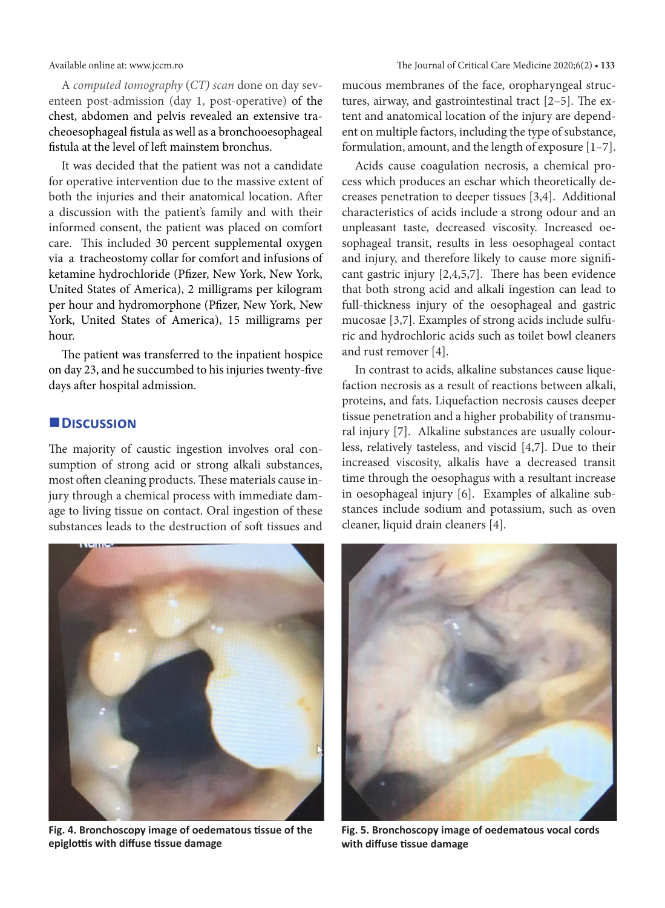A *computed tomography* (*CT*) *scan* done on day seventeen post-admission (day 1, post-operative) of the chest, abdomen and pelvis revealed an extensive tracheoesophageal fistula as well as a bronchooesophageal fistula at the level of left mainstem bronchus.

It was decided that the patient was not a candidate for operative intervention due to the massive extent of both the injuries and their anatomical location. After a discussion with the patient's family and with their informed consent, the patient was placed on comfort care. This included 30 percent supplemental oxygen via a tracheostomy collar for comfort and infusions of ketamine hydrochloride (Pfizer, New York, New York, United States of America), 2 milligrams per kilogram per hour and hydromorphone (Pfizer, New York, New York, United States of America), 15 milligrams per hour.

The patient was transferred to the inpatient hospice on day 23, and he succumbed to his injuries twenty-five days after hospital admission.

## Discussion

The majority of caustic ingestion involves oral consumption of strong acid or strong alkali substances, most often cleaning products. These materials cause injury through a chemical process with immediate damage to living tissue on contact. Oral ingestion of these substances leads to the destruction of soft tissues and mucous membranes of the face, oropharyngeal structures, airway, and gastrointestinal tract [2–5]. The extent and anatomical location of the injury are dependent on multiple factors, including the type of substance, formulation, amount, and the length of exposure [1–7].

Acids cause coagulation necrosis, a chemical process which produces an eschar which theoretically decreases penetration to deeper tissues [3,4]. Additional characteristics of acids include a strong odour and an unpleasant taste, decreased viscosity. Increased oesophageal transit, results in less oesophageal contact and injury, and therefore likely to cause more significant gastric injury [2,4,5,7]. There has been evidence that both strong acid and alkali ingestion can lead to full-thickness injury of the oesophageal and gastric mucosae [3,7]. Examples of strong acids include sulfuric and hydrochloric acids such as toilet bowl cleaners and rust remover [4].

In contrast to acids, alkaline substances cause liquefaction necrosis as a result of reactions between alkali, proteins, and fats. Liquefaction necrosis causes deeper tissue penetration and a higher probability of transmural injury [7]. Alkaline substances are usually colourless, relatively tasteless, and viscid [4,7]. Due to their increased viscosity, alkalis have a decreased transit time through the oesophagus with a resultant increase in oesophageal injury [6]. Examples of alkaline substances include sodium and potassium, such as oven cleaner, liquid drain cleaners [4].

**Fig. 4. Bronchoscopy image of oedematous tissue of the epiglottis with diffuse tissue damage**

**Fig. 5. Bronchoscopy image of oedematous vocal cords with diffuse tissue damage**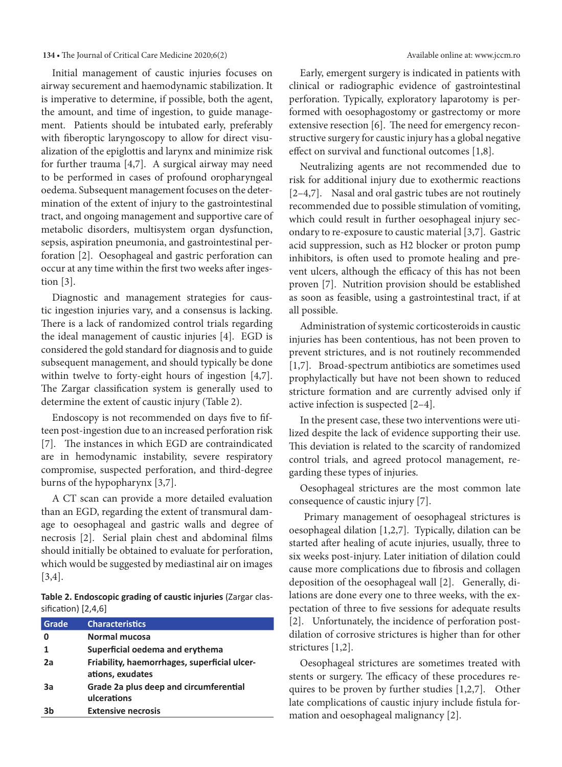Initial management of caustic injuries focuses on airway securement and haemodynamic stabilization. It is imperative to determine, if possible, both the agent, the amount, and time of ingestion, to guide management. Patients should be intubated early, preferably with fiberoptic laryngoscopy to allow for direct visualization of the epiglottis and larynx and minimize risk for further trauma [4,7]. A surgical airway may need to be performed in cases of profound oropharyngeal oedema. Subsequent management focuses on the determination of the extent of injury to the gastrointestinal tract, and ongoing management and supportive care of metabolic disorders, multisystem organ dysfunction, sepsis, aspiration pneumonia, and gastrointestinal perforation [2]. Oesophageal and gastric perforation can occur at any time within the first two weeks after ingestion [3].

Diagnostic and management strategies for caustic ingestion injuries vary, and a consensus is lacking. There is a lack of randomized control trials regarding the ideal management of caustic injuries [4]. EGD is considered the gold standard for diagnosis and to guide subsequent management, and should typically be done within twelve to forty-eight hours of ingestion [4,7]. The Zargar classification system is generally used to determine the extent of caustic injury (Table 2).

Endoscopy is not recommended on days five to fifteen post-ingestion due to an increased perforation risk [7]. The instances in which EGD are contraindicated are in hemodynamic instability, severe respiratory compromise, suspected perforation, and third-degree burns of the hypopharynx [3,7].

A CT scan can provide a more detailed evaluation than an EGD, regarding the extent of transmural damage to oesophageal and gastric walls and degree of necrosis [2]. Serial plain chest and abdominal films should initially be obtained to evaluate for perforation, which would be suggested by mediastinal air on images [3,4].

**Table 2. Endoscopic grading of caustic injuries** (Zargar classification) [2,4,6]

| Grade | Characteristics |
|---|---|
| 0 | Normal mucosa |
| 1 | Superficial oedema and erythema |
| 2a | Friability, haemorrhages, superficial ulcerations, exudates |
| 3a | Grade 2a plus deep and circumferential ulcerations |
| 3b | Extensive necrosis |

Early, emergent surgery is indicated in patients with clinical or radiographic evidence of gastrointestinal perforation. Typically, exploratory laparotomy is performed with oesophagostomy or gastrectomy or more extensive resection [6]. The need for emergency reconstructive surgery for caustic injury has a global negative effect on survival and functional outcomes [1,8].

Neutralizing agents are not recommended due to risk for additional injury due to exothermic reactions [2–4,7]. Nasal and oral gastric tubes are not routinely recommended due to possible stimulation of vomiting, which could result in further oesophageal injury secondary to re-exposure to caustic material [3,7]. Gastric acid suppression, such as H2 blocker or proton pump inhibitors, is often used to promote healing and prevent ulcers, although the efficacy of this has not been proven [7]. Nutrition provision should be established as soon as feasible, using a gastrointestinal tract, if at all possible.

Administration of systemic corticosteroids in caustic injuries has been contentious, has not been proven to prevent strictures, and is not routinely recommended [1,7]. Broad-spectrum antibiotics are sometimes used prophylactically but have not been shown to reduced stricture formation and are currently advised only if active infection is suspected [2–4].

In the present case, these two interventions were utilized despite the lack of evidence supporting their use. This deviation is related to the scarcity of randomized control trials, and agreed protocol management, regarding these types of injuries.

Oesophageal strictures are the most common late consequence of caustic injury [7].

Primary management of oesophageal strictures is oesophageal dilation [1,2,7]. Typically, dilation can be started after healing of acute injuries, usually, three to six weeks post-injury. Later initiation of dilation could cause more complications due to fibrosis and collagen deposition of the oesophageal wall [2]. Generally, dilations are done every one to three weeks, with the expectation of three to five sessions for adequate results [2]. Unfortunately, the incidence of perforation post-dilation of corrosive strictures is higher than for other strictures [1,2].

Oesophageal strictures are sometimes treated with stents or surgery. The efficacy of these procedures requires to be proven by further studies [1,2,7]. Other late complications of caustic injury include fistula formation and oesophageal malignancy [2].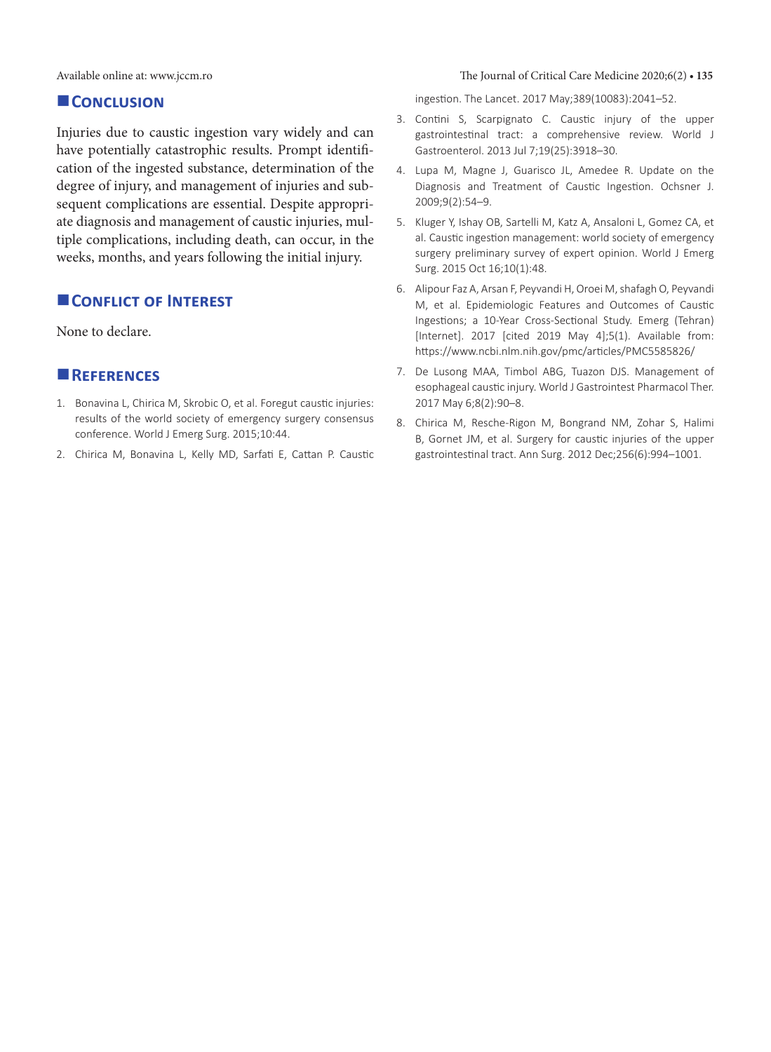## Conclusion

Injuries due to caustic ingestion vary widely and can have potentially catastrophic results. Prompt identification of the ingested substance, determination of the degree of injury, and management of injuries and subsequent complications are essential. Despite appropriate diagnosis and management of caustic injuries, multiple complications, including death, can occur, in the weeks, months, and years following the initial injury.

## Conflict of Interest

None to declare.

## References

1. Bonavina L, Chirica M, Skrobic O, et al. Foregut caustic injuries: results of the world society of emergency surgery consensus conference. World J Emerg Surg. 2015;10:44.
2. Chirica M, Bonavina L, Kelly MD, Sarfati E, Cattan P. Caustic ingestion. The Lancet. 2017 May;389(10083):2041–52.
3. Contini S, Scarpignato C. Caustic injury of the upper gastrointestinal tract: a comprehensive review. World J Gastroenterol. 2013 Jul 7;19(25):3918–30.
4. Lupa M, Magne J, Guarisco JL, Amedee R. Update on the Diagnosis and Treatment of Caustic Ingestion. Ochsner J. 2009;9(2):54–9.
5. Kluger Y, Ishay OB, Sartelli M, Katz A, Ansaloni L, Gomez CA, et al. Caustic ingestion management: world society of emergency surgery preliminary survey of expert opinion. World J Emerg Surg. 2015 Oct 16;10(1):48.
6. Alipour Faz A, Arsan F, Peyvandi H, Oroei M, shafagh O, Peyvandi M, et al. Epidemiologic Features and Outcomes of Caustic Ingestions; a 10-Year Cross-Sectional Study. Emerg (Tehran) [Internet]. 2017 [cited 2019 May 4];5(1). Available from: https://www.ncbi.nlm.nih.gov/pmc/articles/PMC5585826/
7. De Lusong MAA, Timbol ABG, Tuazon DJS. Management of esophageal caustic injury. World J Gastrointest Pharmacol Ther. 2017 May 6;8(2):90–8.
8. Chirica M, Resche-Rigon M, Bongrand NM, Zohar S, Halimi B, Gornet JM, et al. Surgery for caustic injuries of the upper gastrointestinal tract. Ann Surg. 2012 Dec;256(6):994–1001.